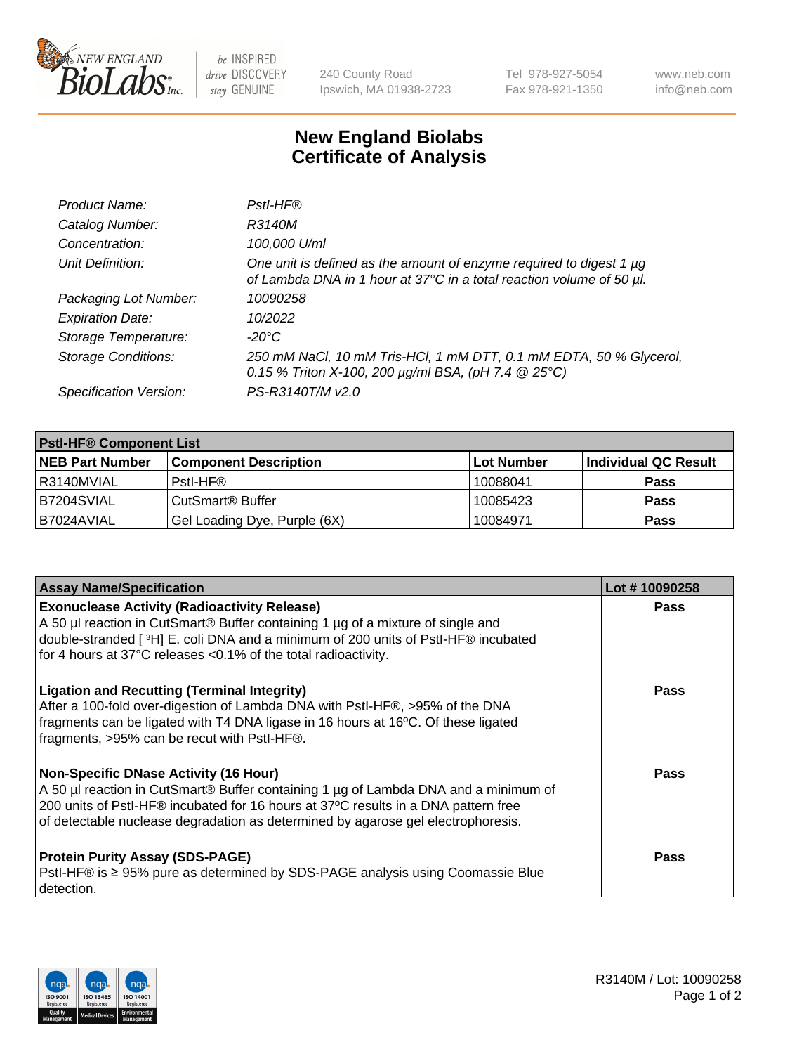New England BioLabs Inc. — be INSPIRED drive DISCOVERY stay GENUINE

240 County Road
Ipswich, MA 01938-2723

Tel 978-927-5054
Fax 978-921-1350

www.neb.com
info@neb.com

# New England Biolabs
# Certificate of Analysis

| | |
|---|---|
| *Product Name:* | *PstI-HF®* |
| *Catalog Number:* | *R3140M* |
| *Concentration:* | *100,000 U/ml* |
| *Unit Definition:* | *One unit is defined as the amount of enzyme required to digest 1 µg of Lambda DNA in 1 hour at 37°C in a total reaction volume of 50 µl.* |
| *Packaging Lot Number:* | *10090258* |
| *Expiration Date:* | *10/2022* |
| *Storage Temperature:* | *-20°C* |
| *Storage Conditions:* | *250 mM NaCl, 10 mM Tris-HCl, 1 mM DTT, 0.1 mM EDTA, 50 % Glycerol, 0.15 % Triton X-100, 200 µg/ml BSA, (pH 7.4 @ 25°C)* |
| *Specification Version:* | *PS-R3140T/M v2.0* |

| **PstI-HF® Component List** | | | |
|---|---|---|---|
| **NEB Part Number** | **Component Description** | **Lot Number** | **Individual QC Result** |
| R3140MVIAL | PstI-HF® | 10088041 | **Pass** |
| B7204SVIAL | CutSmart® Buffer | 10085423 | **Pass** |
| B7024AVIAL | Gel Loading Dye, Purple (6X) | 10084971 | **Pass** |

| **Assay Name/Specification** | **Lot # 10090258** |
|---|---|
| **Exonuclease Activity (Radioactivity Release)**<br>A 50 µl reaction in CutSmart® Buffer containing 1 µg of a mixture of single and double-stranded [ $^3$H] E. coli DNA and a minimum of 200 units of PstI-HF® incubated for 4 hours at 37°C releases <0.1% of the total radioactivity. | **Pass** |
| **Ligation and Recutting (Terminal Integrity)**<br>After a 100-fold over-digestion of Lambda DNA with PstI-HF®, >95% of the DNA fragments can be ligated with T4 DNA ligase in 16 hours at 16ºC. Of these ligated fragments, >95% can be recut with PstI-HF®. | **Pass** |
| **Non-Specific DNase Activity (16 Hour)**<br>A 50 µl reaction in CutSmart® Buffer containing 1 µg of Lambda DNA and a minimum of 200 units of PstI-HF® incubated for 16 hours at 37ºC results in a DNA pattern free of detectable nuclease degradation as determined by agarose gel electrophoresis. | **Pass** |
| **Protein Purity Assay (SDS-PAGE)**<br>PstI-HF® is ≥ 95% pure as determined by SDS-PAGE analysis using Coomassie Blue detection. | **Pass** |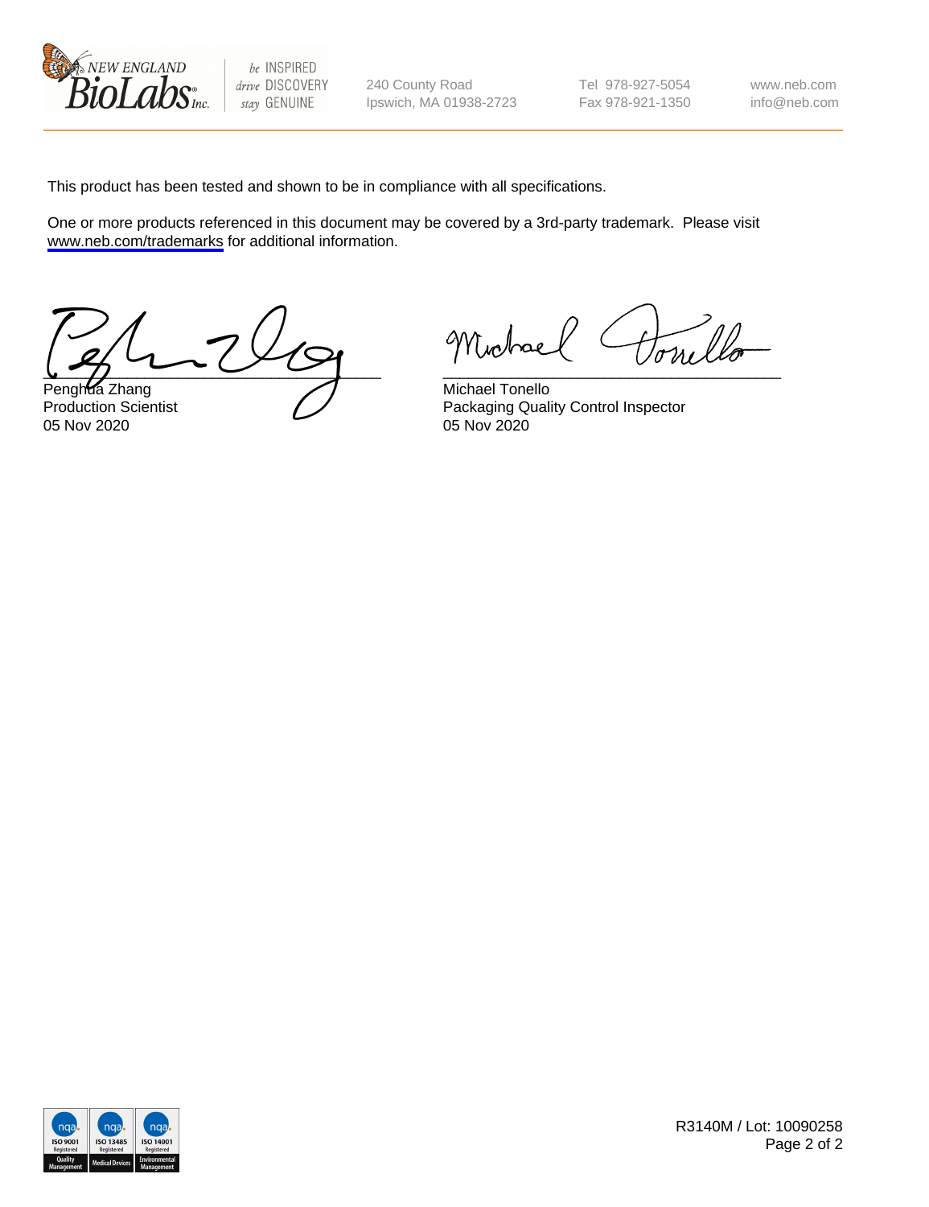This product has been tested and shown to be in compliance with all specifications.

One or more products referenced in this document may be covered by a 3rd-party trademark. Please visit www.neb.com/trademarks for additional information.

Penghua Zhang
Production Scientist
05 Nov 2020

Michael Tonello
Packaging Quality Control Inspector
05 Nov 2020

R3140M / Lot: 10090258